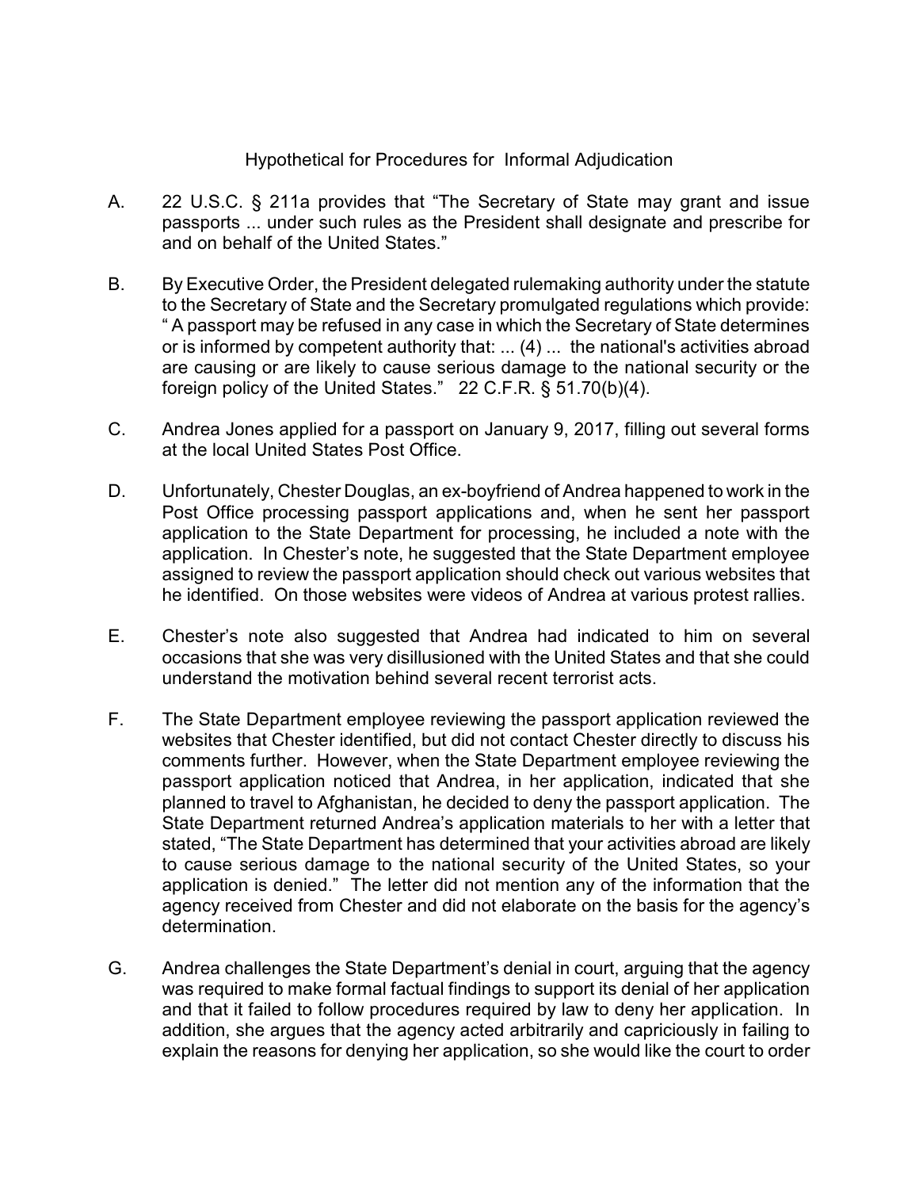# Hypothetical for Procedures for Informal Adjudication

A. 22 U.S.C. § 211a provides that "The Secretary of State may grant and issue passports ... under such rules as the President shall designate and prescribe for and on behalf of the United States."

B. By Executive Order, the President delegated rulemaking authority under the statute to the Secretary of State and the Secretary promulgated regulations which provide: " A passport may be refused in any case in which the Secretary of State determines or is informed by competent authority that: ... (4) ... the national's activities abroad are causing or are likely to cause serious damage to the national security or the foreign policy of the United States." 22 C.F.R. § 51.70(b)(4).

C. Andrea Jones applied for a passport on January 9, 2017, filling out several forms at the local United States Post Office.

D. Unfortunately, Chester Douglas, an ex-boyfriend of Andrea happened to work in the Post Office processing passport applications and, when he sent her passport application to the State Department for processing, he included a note with the application. In Chester's note, he suggested that the State Department employee assigned to review the passport application should check out various websites that he identified. On those websites were videos of Andrea at various protest rallies.

E. Chester's note also suggested that Andrea had indicated to him on several occasions that she was very disillusioned with the United States and that she could understand the motivation behind several recent terrorist acts.

F. The State Department employee reviewing the passport application reviewed the websites that Chester identified, but did not contact Chester directly to discuss his comments further. However, when the State Department employee reviewing the passport application noticed that Andrea, in her application, indicated that she planned to travel to Afghanistan, he decided to deny the passport application. The State Department returned Andrea's application materials to her with a letter that stated, "The State Department has determined that your activities abroad are likely to cause serious damage to the national security of the United States, so your application is denied." The letter did not mention any of the information that the agency received from Chester and did not elaborate on the basis for the agency's determination.

G. Andrea challenges the State Department's denial in court, arguing that the agency was required to make formal factual findings to support its denial of her application and that it failed to follow procedures required by law to deny her application. In addition, she argues that the agency acted arbitrarily and capriciously in failing to explain the reasons for denying her application, so she would like the court to order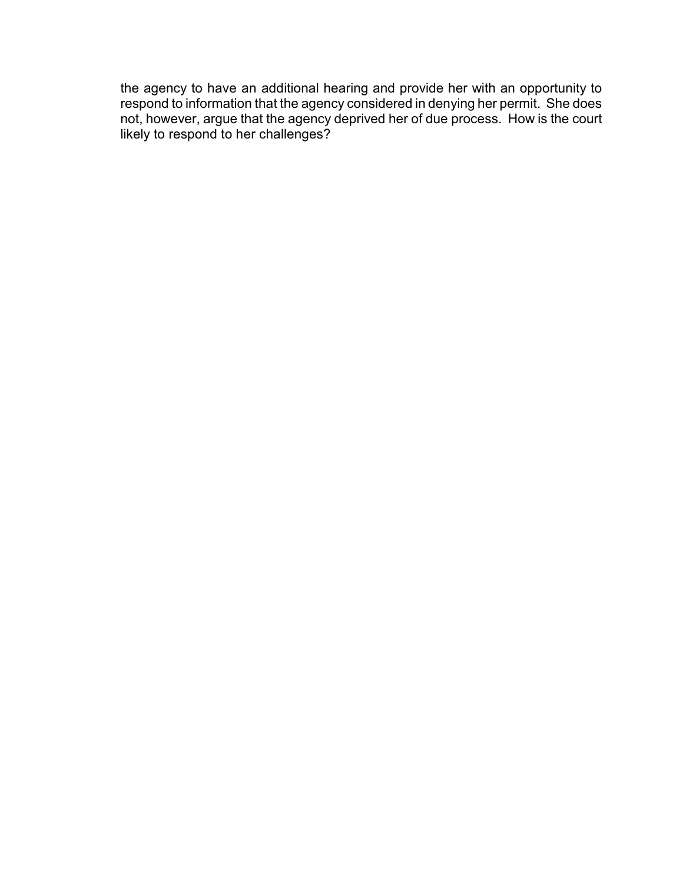the agency to have an additional hearing and provide her with an opportunity to respond to information that the agency considered in denying her permit. She does not, however, argue that the agency deprived her of due process. How is the court likely to respond to her challenges?